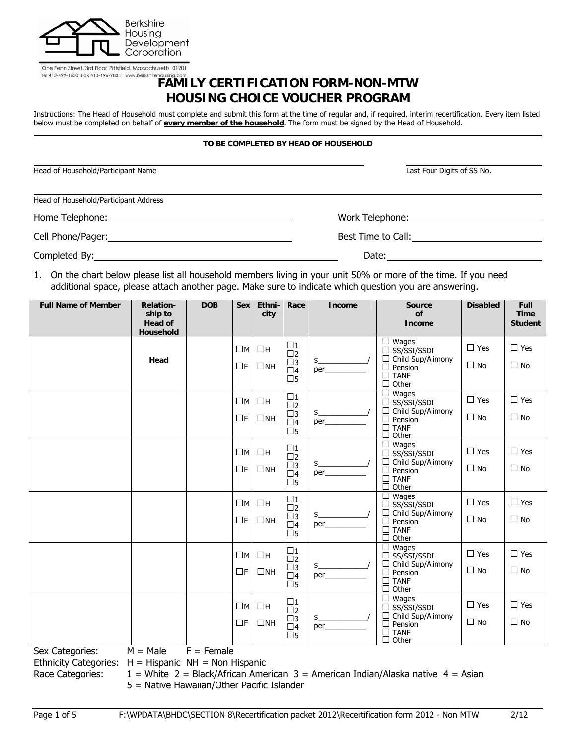Berkshire Housing Development Corporation

One Fenn Street, 3rd Floor, Pittsfield, Massachusetts 01201
Tel 413-499-1630 Fax 413-496-9831 www.berkshirehousing.com

# FAMILY CERTIFICATION FORM-NON-MTW
# HOUSING CHOICE VOUCHER PROGRAM

Instructions: The Head of Household must complete and submit this form at the time of regular and, if required, interim recertification. Every item listed below must be completed on behalf of **every member of the household**. The form must be signed by the Head of Household.

**TO BE COMPLETED BY HEAD OF HOUSEHOLD**

Head of Household/Participant Name ______________________ Last Four Digits of SS No. __________

Head of Household/Participant Address ______________________

Home Telephone: ______________________ Work Telephone: ______________________

Cell Phone/Pager: ______________________ Best Time to Call: ______________________

Completed By: ______________________ Date: ______________________

1. On the chart below please list all household members living in your unit 50% or more of the time. If you need additional space, please attach another page. Make sure to indicate which question you are answering.

| Full Name of Member | Relation-ship to Head of Household | DOB | Sex | Ethni-city | Race | Income | Source of Income | Disabled | Full Time Student |
|---|---|---|---|---|---|---|---|---|---|
| | **Head** | | ☐M ☐F | ☐H ☐NH | ☐1 ☐2 ☐3 ☐4 ☐5 | $_______/ per_______ | ☐ Wages ☐ SS/SSI/SSDI ☐ Child Sup/Alimony ☐ Pension ☐ TANF ☐ Other | ☐ Yes ☐ No | ☐ Yes ☐ No |
| | | | ☐M ☐F | ☐H ☐NH | ☐1 ☐2 ☐3 ☐4 ☐5 | $_______/ per_______ | ☐ Wages ☐ SS/SSI/SSDI ☐ Child Sup/Alimony ☐ Pension ☐ TANF ☐ Other | ☐ Yes ☐ No | ☐ Yes ☐ No |
| | | | ☐M ☐F | ☐H ☐NH | ☐1 ☐2 ☐3 ☐4 ☐5 | $_______/ per_______ | ☐ Wages ☐ SS/SSI/SSDI ☐ Child Sup/Alimony ☐ Pension ☐ TANF ☐ Other | ☐ Yes ☐ No | ☐ Yes ☐ No |
| | | | ☐M ☐F | ☐H ☐NH | ☐1 ☐2 ☐3 ☐4 ☐5 | $_______/ per_______ | ☐ Wages ☐ SS/SSI/SSDI ☐ Child Sup/Alimony ☐ Pension ☐ TANF ☐ Other | ☐ Yes ☐ No | ☐ Yes ☐ No |
| | | | ☐M ☐F | ☐H ☐NH | ☐1 ☐2 ☐3 ☐4 ☐5 | $_______/ per_______ | ☐ Wages ☐ SS/SSI/SSDI ☐ Child Sup/Alimony ☐ Pension ☐ TANF ☐ Other | ☐ Yes ☐ No | ☐ Yes ☐ No |
| | | | ☐M ☐F | ☐H ☐NH | ☐1 ☐2 ☐3 ☐4 ☐5 | $_______/ per_______ | ☐ Wages ☐ SS/SSI/SSDI ☐ Child Sup/Alimony ☐ Pension ☐ TANF ☐ Other | ☐ Yes ☐ No | ☐ Yes ☐ No |

Sex Categories: M = Male F = Female

Ethnicity Categories: H = Hispanic NH = Non Hispanic

Race Categories: 1 = White 2 = Black/African American 3 = American Indian/Alaska native 4 = Asian 5 = Native Hawaiian/Other Pacific Islander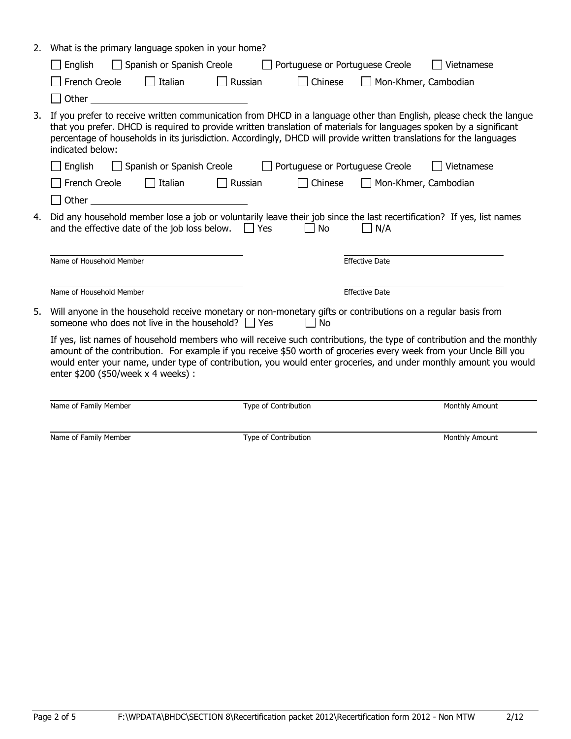2. What is the primary language spoken in your home?

   ☐ English ☐ Spanish or Spanish Creole ☐ Portuguese or Portuguese Creole ☐ Vietnamese

   ☐ French Creole ☐ Italian ☐ Russian ☐ Chinese ☐ Mon-Khmer, Cambodian

   ☐ Other ______________________________

3. If you prefer to receive written communication from DHCD in a language other than English, please check the langue that you prefer. DHCD is required to provide written translation of materials for languages spoken by a significant percentage of households in its jurisdiction. Accordingly, DHCD will provide written translations for the languages indicated below:

   ☐ English ☐ Spanish or Spanish Creole ☐ Portuguese or Portuguese Creole ☐ Vietnamese

   ☐ French Creole ☐ Italian ☐ Russian ☐ Chinese ☐ Mon-Khmer, Cambodian

   ☐ Other ______________________________

4. Did any household member lose a job or voluntarily leave their job since the last recertification? If yes, list names and the effective date of the job loss below. ☐ Yes ☐ No ☐ N/A

   | Name of Household Member | Effective Date |
   |---|---|
   | | |
   | | |

5. Will anyone in the household receive monetary or non-monetary gifts or contributions on a regular basis from someone who does not live in the household? ☐ Yes ☐ No

   If yes, list names of household members who will receive such contributions, the type of contribution and the monthly amount of the contribution. For example if you receive $50 worth of groceries every week from your Uncle Bill you would enter your name, under type of contribution, you would enter groceries, and under monthly amount you would enter $200 ($50/week x 4 weeks) :

   | Name of Family Member | Type of Contribution | Monthly Amount |
   |---|---|---|
   | | | |
   | | | |

F:\WPDATA\BHDC\SECTION 8\Recertification packet 2012\Recertification form 2012 - Non MTW 2/12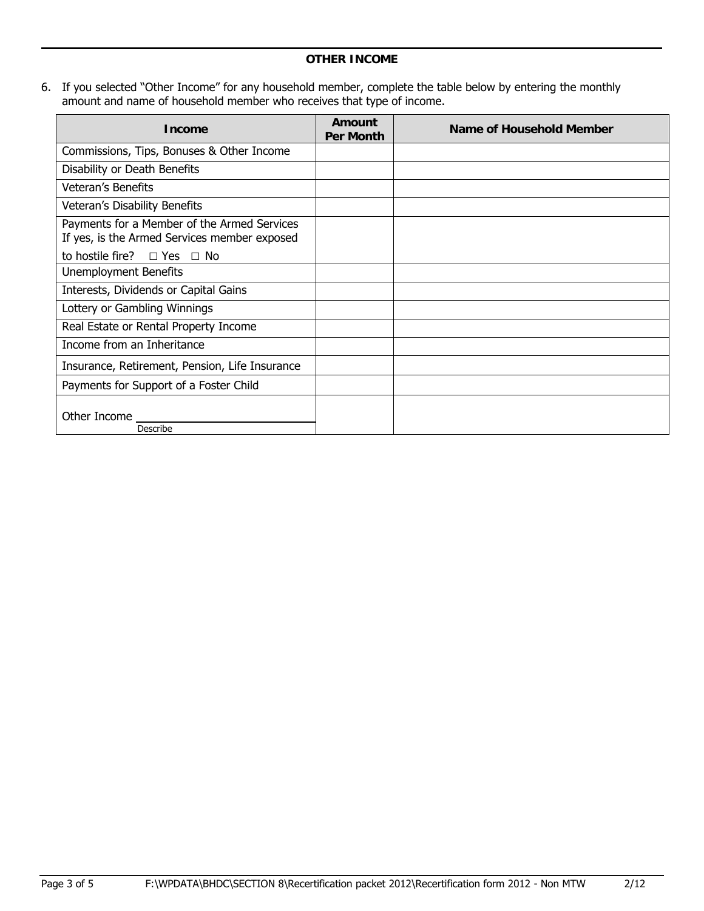## OTHER INCOME

6. If you selected "Other Income" for any household member, complete the table below by entering the monthly amount and name of household member who receives that type of income.

| Income | Amount Per Month | Name of Household Member |
|---|---|---|
| Commissions, Tips, Bonuses & Other Income | | |
| Disability or Death Benefits | | |
| Veteran's Benefits | | |
| Veteran's Disability Benefits | | |
| Payments for a Member of the Armed Services If yes, is the Armed Services member exposed to hostile fire? □ Yes □ No | | |
| Unemployment Benefits | | |
| Interests, Dividends or Capital Gains | | |
| Lottery or Gambling Winnings | | |
| Real Estate or Rental Property Income | | |
| Income from an Inheritance | | |
| Insurance, Retirement, Pension, Life Insurance | | |
| Payments for Support of a Foster Child | | |
| Other Income ______________ Describe | | |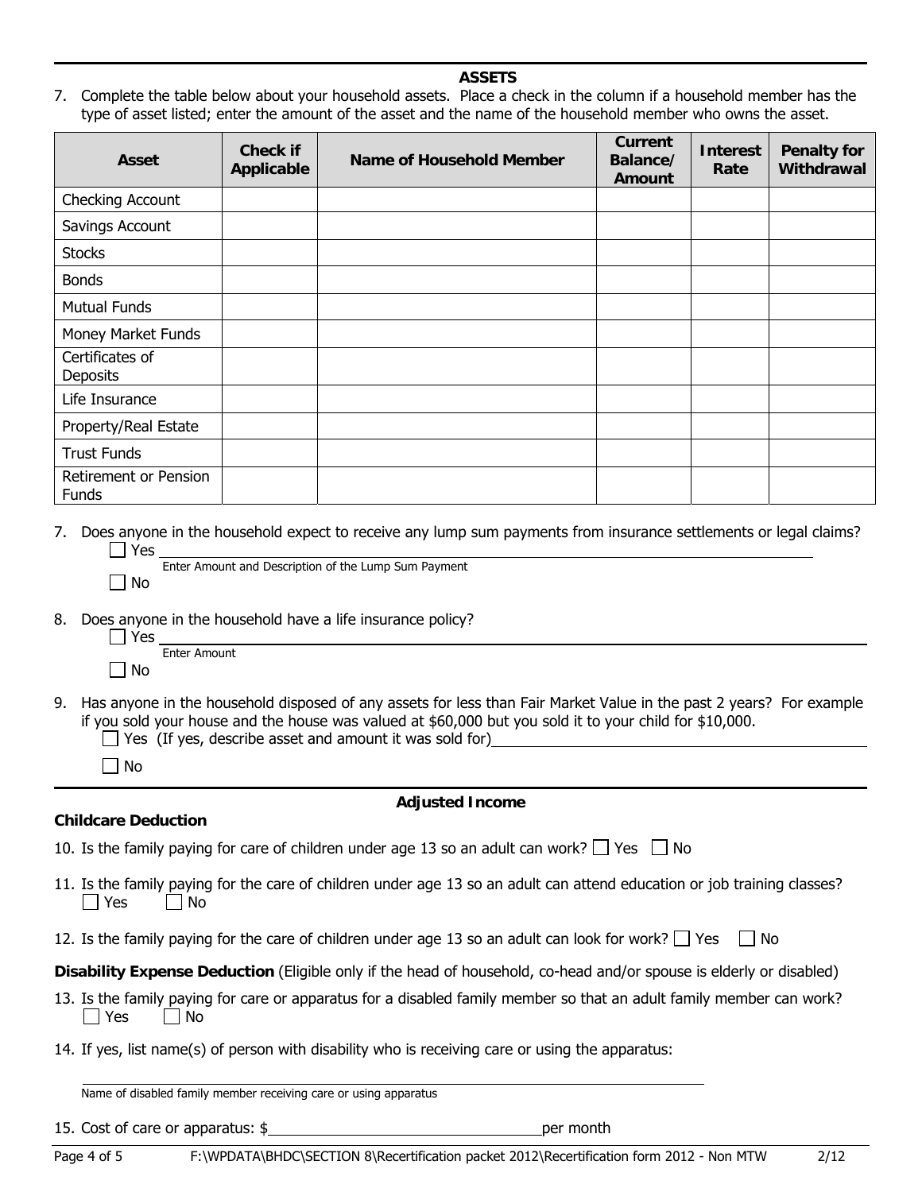## ASSETS

7. Complete the table below about your household assets. Place a check in the column if a household member has the type of asset listed; enter the amount of the asset and the name of the household member who owns the asset.

| Asset | Check if Applicable | Name of Household Member | Current Balance/ Amount | Interest Rate | Penalty for Withdrawal |
|---|---|---|---|---|---|
| Checking Account | | | | | |
| Savings Account | | | | | |
| Stocks | | | | | |
| Bonds | | | | | |
| Mutual Funds | | | | | |
| Money Market Funds | | | | | |
| Certificates of Deposits | | | | | |
| Life Insurance | | | | | |
| Property/Real Estate | | | | | |
| Trust Funds | | | | | |
| Retirement or Pension Funds | | | | | |

7. Does anyone in the household expect to receive any lump sum payments from insurance settlements or legal claims?
   - ☐ Yes ______________________________
     Enter Amount and Description of the Lump Sum Payment
   - ☐ No

8. Does anyone in the household have a life insurance policy?
   - ☐ Yes ______________________________
     Enter Amount
   - ☐ No

9. Has anyone in the household disposed of any assets for less than Fair Market Value in the past 2 years? For example if you sold your house and the house was valued at $60,000 but you sold it to your child for $10,000.
   - ☐ Yes (If yes, describe asset and amount it was sold for) ______________________________
   - ☐ No

## Adjusted Income

**Childcare Deduction**

10. Is the family paying for care of children under age 13 so an adult can work? ☐ Yes ☐ No

11. Is the family paying for the care of children under age 13 so an adult can attend education or job training classes? ☐ Yes ☐ No

12. Is the family paying for the care of children under age 13 so an adult can look for work? ☐ Yes ☐ No

**Disability Expense Deduction** (Eligible only if the head of household, co-head and/or spouse is elderly or disabled)

13. Is the family paying for care or apparatus for a disabled family member so that an adult family member can work? ☐ Yes ☐ No

14. If yes, list name(s) of person with disability who is receiving care or using the apparatus:

    ______________________________
    Name of disabled family member receiving care or using apparatus

15. Cost of care or apparatus: $______________ per month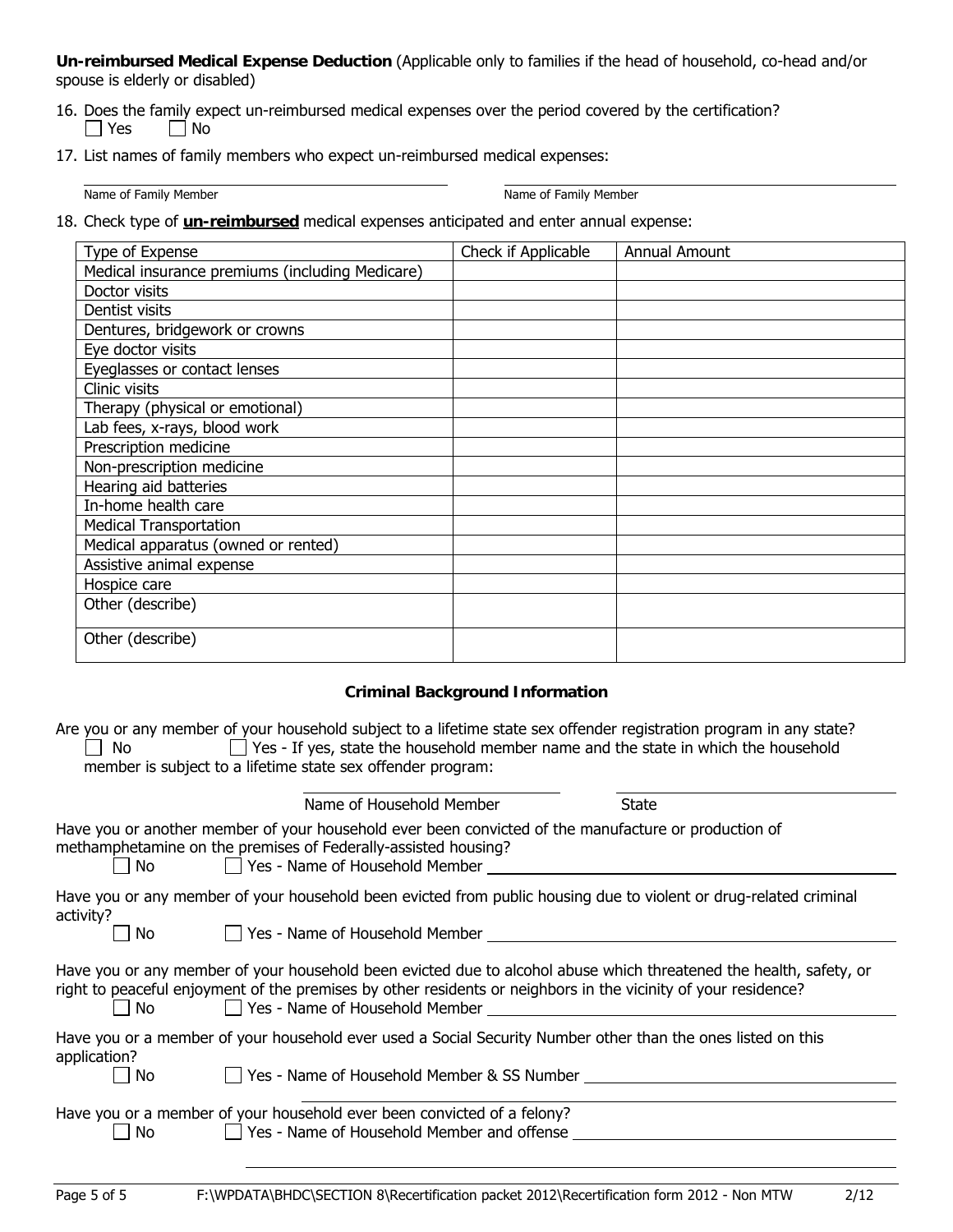**Un-reimbursed Medical Expense Deduction** (Applicable only to families if the head of household, co-head and/or spouse is elderly or disabled)

16. Does the family expect un-reimbursed medical expenses over the period covered by the certification?
☐ Yes ☐ No

17. List names of family members who expect un-reimbursed medical expenses:

Name of Family Member ____________________ Name of Family Member ____________________

18. Check type of **un-reimbursed** medical expenses anticipated and enter annual expense:

| Type of Expense | Check if Applicable | Annual Amount |
|---|---|---|
| Medical insurance premiums (including Medicare) | | |
| Doctor visits | | |
| Dentist visits | | |
| Dentures, bridgework or crowns | | |
| Eye doctor visits | | |
| Eyeglasses or contact lenses | | |
| Clinic visits | | |
| Therapy (physical or emotional) | | |
| Lab fees, x-rays, blood work | | |
| Prescription medicine | | |
| Non-prescription medicine | | |
| Hearing aid batteries | | |
| In-home health care | | |
| Medical Transportation | | |
| Medical apparatus (owned or rented) | | |
| Assistive animal expense | | |
| Hospice care | | |
| Other (describe) | | |
| Other (describe) | | |

## Criminal Background Information

Are you or any member of your household subject to a lifetime state sex offender registration program in any state?
☐ No ☐ Yes - If yes, state the household member name and the state in which the household member is subject to a lifetime state sex offender program:

Name of Household Member ____________________ State ____________________

Have you or another member of your household ever been convicted of the manufacture or production of methamphetamine on the premises of Federally-assisted housing?
☐ No ☐ Yes - Name of Household Member ____________________

Have you or any member of your household been evicted from public housing due to violent or drug-related criminal activity?
☐ No ☐ Yes - Name of Household Member ____________________

Have you or any member of your household been evicted due to alcohol abuse which threatened the health, safety, or right to peaceful enjoyment of the premises by other residents or neighbors in the vicinity of your residence?
☐ No ☐ Yes - Name of Household Member ____________________

Have you or a member of your household ever used a Social Security Number other than the ones listed on this application?
☐ No ☐ Yes - Name of Household Member & SS Number ____________________

Have you or a member of your household ever been convicted of a felony?
☐ No ☐ Yes - Name of Household Member and offense ____________________

F:\WPDATA\BHDC\SECTION 8\Recertification packet 2012\Recertification form 2012 - Non MTW 2/12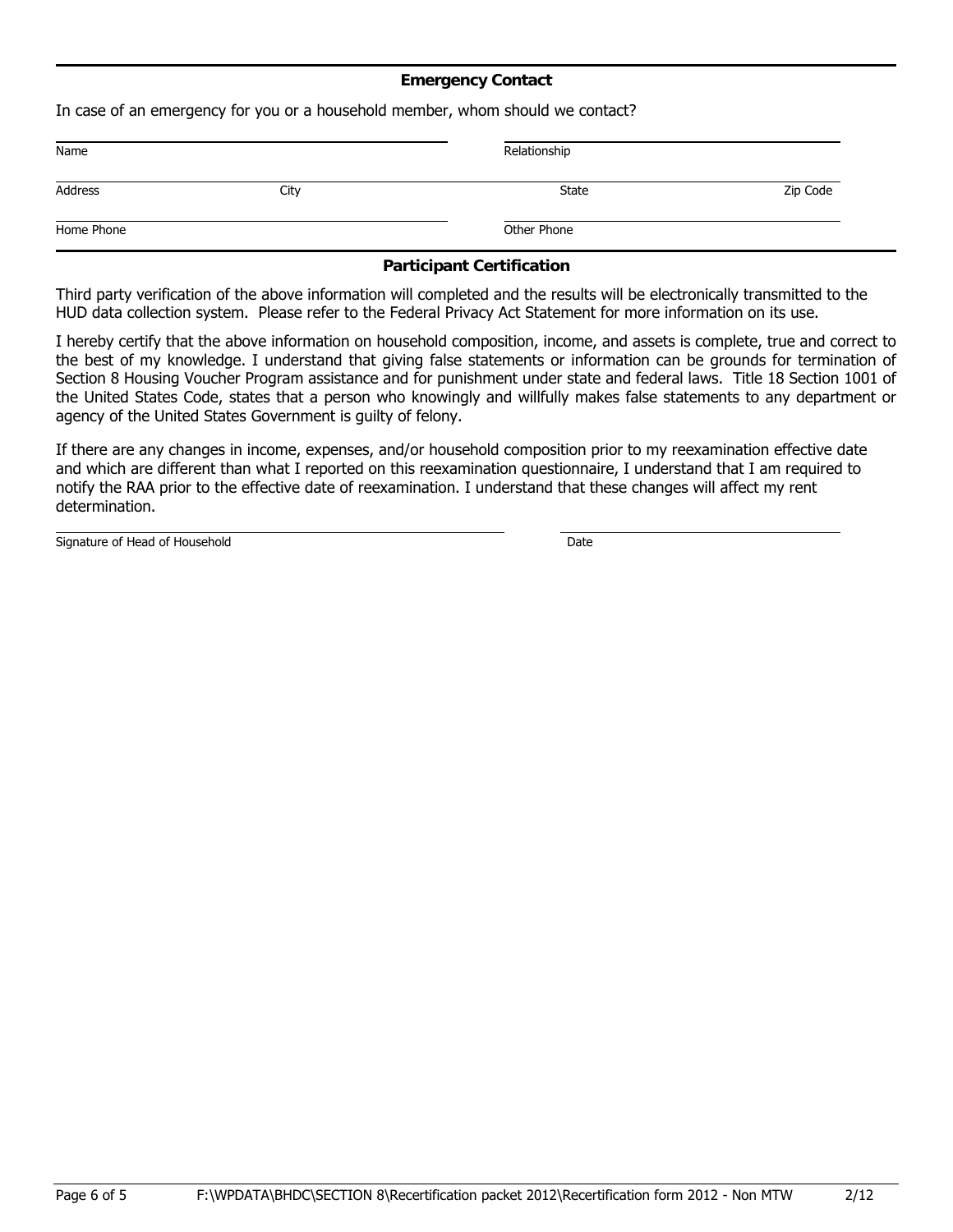## Emergency Contact

In case of an emergency for you or a household member, whom should we contact?

Name \_\_\_\_\_\_\_\_\_\_\_\_\_\_\_\_\_\_\_\_\_\_\_\_\_\_\_\_ Relationship \_\_\_\_\_\_\_\_\_\_\_\_\_\_\_\_\_\_\_\_\_\_\_\_\_\_\_\_

Address \_\_\_\_\_\_\_\_\_\_\_\_\_\_ City \_\_\_\_\_\_\_\_\_\_\_\_\_\_ State \_\_\_\_\_\_\_\_\_\_\_\_\_\_ Zip Code \_\_\_\_\_\_\_\_\_\_\_\_\_\_

Home Phone \_\_\_\_\_\_\_\_\_\_\_\_\_\_\_\_\_\_\_\_\_\_\_\_\_\_\_\_ Other Phone \_\_\_\_\_\_\_\_\_\_\_\_\_\_\_\_\_\_\_\_\_\_\_\_\_\_\_\_

## Participant Certification

Third party verification of the above information will completed and the results will be electronically transmitted to the HUD data collection system. Please refer to the Federal Privacy Act Statement for more information on its use.

I hereby certify that the above information on household composition, income, and assets is complete, true and correct to the best of my knowledge. I understand that giving false statements or information can be grounds for termination of Section 8 Housing Voucher Program assistance and for punishment under state and federal laws. Title 18 Section 1001 of the United States Code, states that a person who knowingly and willfully makes false statements to any department or agency of the United States Government is guilty of felony.

If there are any changes in income, expenses, and/or household composition prior to my reexamination effective date and which are different than what I reported on this reexamination questionnaire, I understand that I am required to notify the RAA prior to the effective date of reexamination. I understand that these changes will affect my rent determination.

Signature of Head of Household \_\_\_\_\_\_\_\_\_\_\_\_\_\_\_\_\_\_\_\_\_\_\_\_\_\_\_\_ Date \_\_\_\_\_\_\_\_\_\_\_\_\_\_\_\_\_\_\_\_\_\_\_\_\_\_\_\_

F:\WPDATA\BHDC\SECTION 8\Recertification packet 2012\Recertification form 2012 - Non MTW 2/12